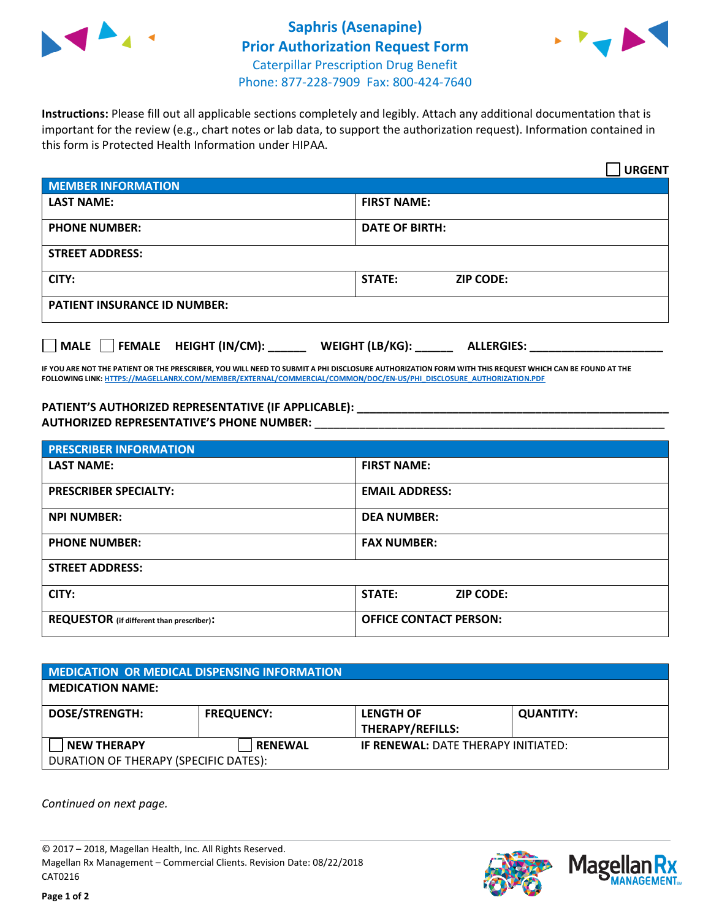# Saphris (Asenapine)
## Prior Authorization Request Form

Caterpillar Prescription Drug Benefit
Phone: 877-228-7909 Fax: 800-424-7640

**Instructions:** Please fill out all applicable sections completely and legibly. Attach any additional documentation that is important for the review (e.g., chart notes or lab data, to support the authorization request). Information contained in this form is Protected Health Information under HIPAA.

☐ **URGENT**

| **MEMBER INFORMATION** | |
|---|---|
| **LAST NAME:** | **FIRST NAME:** |
| **PHONE NUMBER:** | **DATE OF BIRTH:** |
| **STREET ADDRESS:** | |
| **CITY:** | **STATE:** **ZIP CODE:** |
| **PATIENT INSURANCE ID NUMBER:** | |

☐ **MALE** ☐ **FEMALE** **HEIGHT (IN/CM):** ______ **WEIGHT (LB/KG):** ______ **ALLERGIES:** ____________________

**IF YOU ARE NOT THE PATIENT OR THE PRESCRIBER, YOU WILL NEED TO SUBMIT A PHI DISCLOSURE AUTHORIZATION FORM WITH THIS REQUEST WHICH CAN BE FOUND AT THE FOLLOWING LINK:** HTTPS://MAGELLANRX.COM/MEMBER/EXTERNAL/COMMERCIAL/COMMON/DOC/EN-US/PHI_DISCLOSURE_AUTHORIZATION.PDF

**PATIENT'S AUTHORIZED REPRESENTATIVE (IF APPLICABLE):** ____________________________________________
**AUTHORIZED REPRESENTATIVE'S PHONE NUMBER:** ____________________________________________

| **PRESCRIBER INFORMATION** | |
|---|---|
| **LAST NAME:** | **FIRST NAME:** |
| **PRESCRIBER SPECIALTY:** | **EMAIL ADDRESS:** |
| **NPI NUMBER:** | **DEA NUMBER:** |
| **PHONE NUMBER:** | **FAX NUMBER:** |
| **STREET ADDRESS:** | |
| **CITY:** | **STATE:** **ZIP CODE:** |
| **REQUESTOR** (if different than prescriber)**:** | **OFFICE CONTACT PERSON:** |

| **MEDICATION OR MEDICAL DISPENSING INFORMATION** | | | |
|---|---|---|---|
| **MEDICATION NAME:** | | | |
| **DOSE/STRENGTH:** | **FREQUENCY:** | **LENGTH OF THERAPY/REFILLS:** | **QUANTITY:** |
| ☐ **NEW THERAPY** | ☐ **RENEWAL** | **IF RENEWAL:** DATE THERAPY INITIATED: | |
| DURATION OF THERAPY (SPECIFIC DATES): | | | |

*Continued on next page.*

© 2017 – 2018, Magellan Health, Inc. All Rights Reserved.
Magellan Rx Management – Commercial Clients. Revision Date: 08/22/2018
CAT0216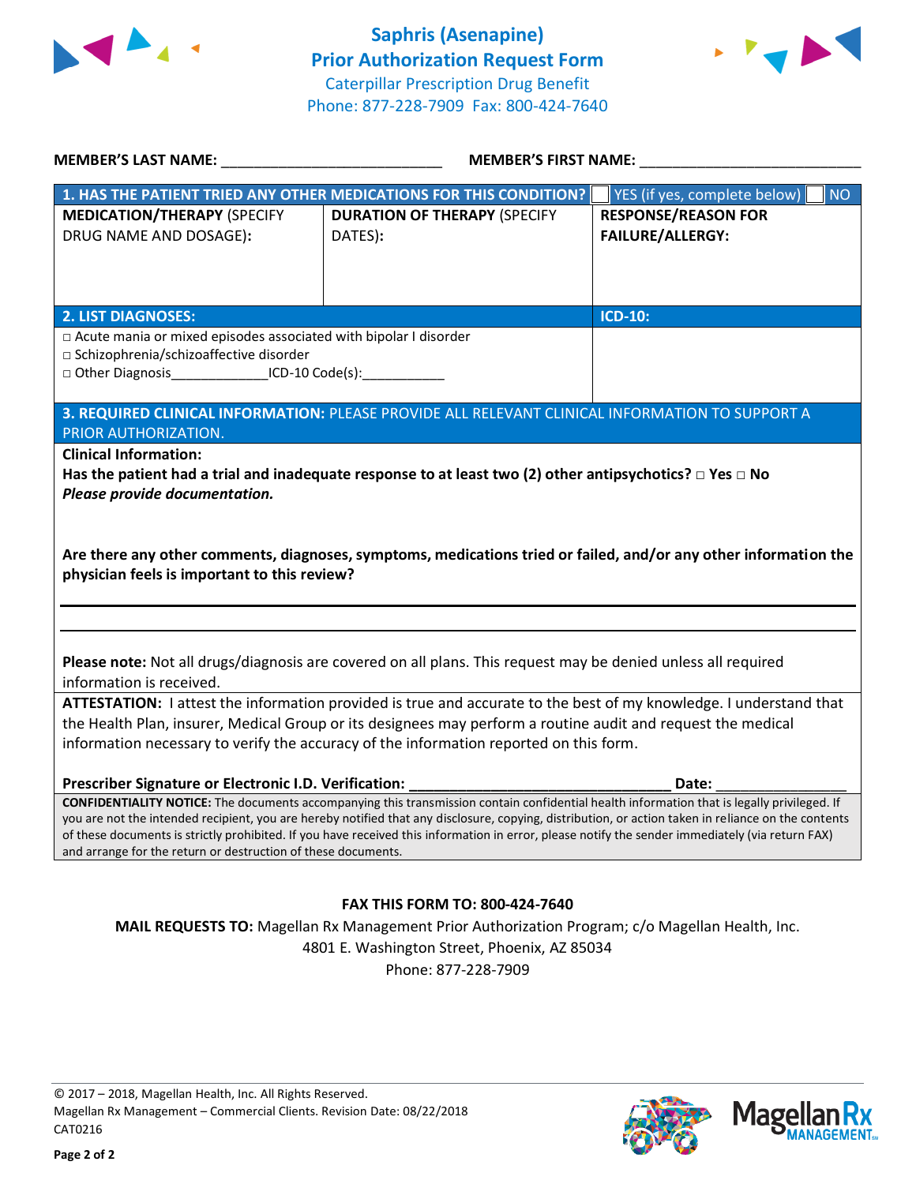# Saphris (Asenapine) Prior Authorization Request Form

Caterpillar Prescription Drug Benefit
Phone: 877-228-7909 Fax: 800-424-7640

**MEMBER'S LAST NAME:** ___________________________ **MEMBER'S FIRST NAME:** ___________________________

| **1. HAS THE PATIENT TRIED ANY OTHER MEDICATIONS FOR THIS CONDITION?** | | ☐ YES (if yes, complete below) ☐ NO |
|---|---|---|
| **MEDICATION/THERAPY** (SPECIFY DRUG NAME AND DOSAGE): | **DURATION OF THERAPY** (SPECIFY DATES): | **RESPONSE/REASON FOR FAILURE/ALLERGY:** |
| | | |

| **2. LIST DIAGNOSES:** | **ICD-10:** |
|---|---|
| □ Acute mania or mixed episodes associated with bipolar I disorder<br>□ Schizophrenia/schizoaffective disorder<br>□ Other Diagnosis_____________ICD-10 Code(s):___________ | |

**3. REQUIRED CLINICAL INFORMATION:** PLEASE PROVIDE ALL RELEVANT CLINICAL INFORMATION TO SUPPORT A PRIOR AUTHORIZATION.

**Clinical Information:**

**Has the patient had a trial and inadequate response to at least two (2) other antipsychotics?** □ **Yes** □ **No**

***Please provide documentation.***

**Are there any other comments, diagnoses, symptoms, medications tried or failed, and/or any other information the physician feels is important to this review?**

______________________________________________________________________

______________________________________________________________________

**Please note:** Not all drugs/diagnosis are covered on all plans. This request may be denied unless all required information is received.

**ATTESTATION:** I attest the information provided is true and accurate to the best of my knowledge. I understand that the Health Plan, insurer, Medical Group or its designees may perform a routine audit and request the medical information necessary to verify the accuracy of the information reported on this form.

**Prescriber Signature or Electronic I.D. Verification:** ________________________________ **Date:** ________________

**CONFIDENTIALITY NOTICE:** The documents accompanying this transmission contain confidential health information that is legally privileged. If you are not the intended recipient, you are hereby notified that any disclosure, copying, distribution, or action taken in reliance on the contents of these documents is strictly prohibited. If you have received this information in error, please notify the sender immediately (via return FAX) and arrange for the return or destruction of these documents.

**FAX THIS FORM TO: 800-424-7640**

**MAIL REQUESTS TO:** Magellan Rx Management Prior Authorization Program; c/o Magellan Health, Inc.
4801 E. Washington Street, Phoenix, AZ 85034
Phone: 877-228-7909

© 2017 – 2018, Magellan Health, Inc. All Rights Reserved.
Magellan Rx Management – Commercial Clients. Revision Date: 08/22/2018
CAT0216